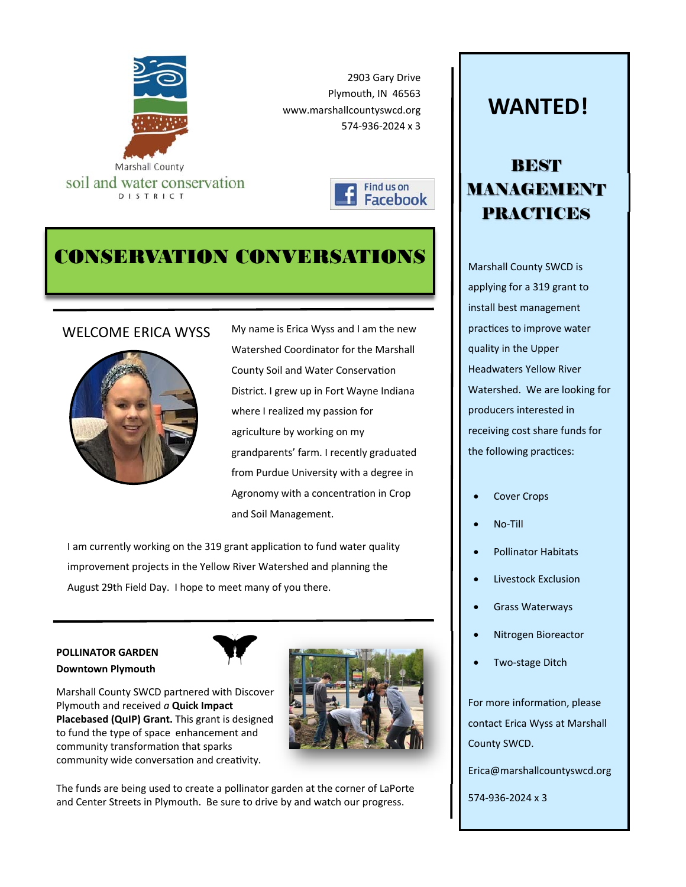Marshall County soil and water conservation DISTRICT

2903 Gary Drive
Plymouth, IN 46563
www.marshallcountyswcd.org
574-936-2024 x 3

Find us on Facebook

# CONSERVATION CONVERSATIONS

## WELCOME ERICA WYSS

My name is Erica Wyss and I am the new Watershed Coordinator for the Marshall County Soil and Water Conservation District. I grew up in Fort Wayne Indiana where I realized my passion for agriculture by working on my grandparents' farm. I recently graduated from Purdue University with a degree in Agronomy with a concentration in Crop and Soil Management.

I am currently working on the 319 grant application to fund water quality improvement projects in the Yellow River Watershed and planning the August 29th Field Day. I hope to meet many of you there.

**POLLINATOR GARDEN**
**Downtown Plymouth**

Marshall County SWCD partnered with Discover Plymouth and received *a* **Quick Impact Placebased (QuIP) Grant.** This grant is designed to fund the type of space enhancement and community transformation that sparks community wide conversation and creativity.

The funds are being used to create a pollinator garden at the corner of LaPorte and Center Streets in Plymouth. Be sure to drive by and watch our progress.

## WANTED!

### BEST MANAGEMENT PRACTICES

Marshall County SWCD is applying for a 319 grant to install best management practices to improve water quality in the Upper Headwaters Yellow River Watershed. We are looking for producers interested in receiving cost share funds for the following practices:

- Cover Crops
- No-Till
- Pollinator Habitats
- Livestock Exclusion
- Grass Waterways
- Nitrogen Bioreactor
- Two-stage Ditch

For more information, please contact Erica Wyss at Marshall County SWCD.

Erica@marshallcountyswcd.org

574-936-2024 x 3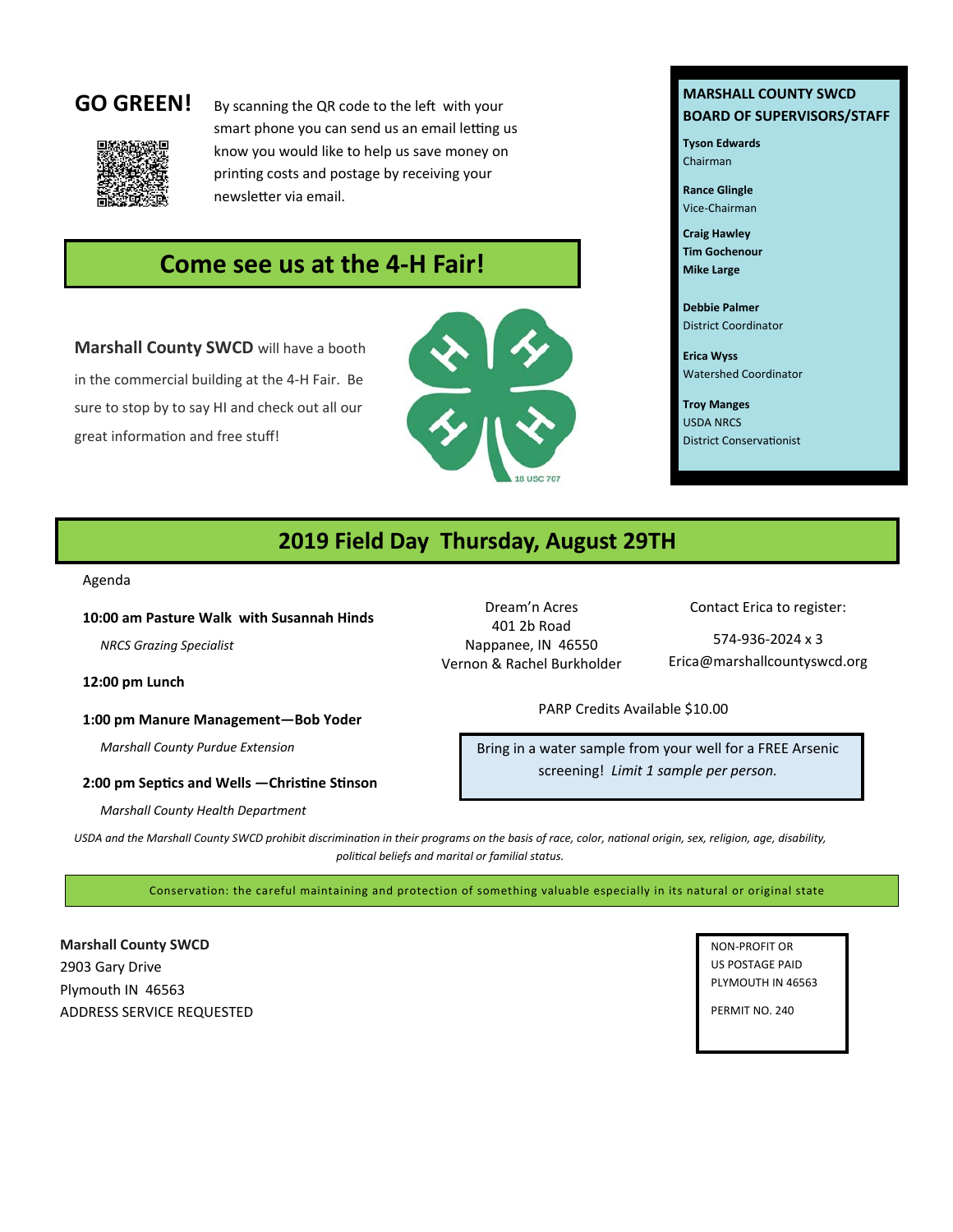## GO GREEN!

By scanning the QR code to the left with your smart phone you can send us an email letting us know you would like to help us save money on printing costs and postage by receiving your newsletter via email.

## Come see us at the 4-H Fair!

**Marshall County SWCD** will have a booth in the commercial building at the 4-H Fair. Be sure to stop by to say HI and check out all our great information and free stuff!

18 USC 707

**MARSHALL COUNTY SWCD BOARD OF SUPERVISORS/STAFF**

**Tyson Edwards**
Chairman

**Rance Glingle**
Vice-Chairman

**Craig Hawley**
**Tim Gochenour**
**Mike Large**

**Debbie Palmer**
District Coordinator

**Erica Wyss**
Watershed Coordinator

**Troy Manges**
USDA NRCS
District Conservationist

## 2019 Field Day Thursday, August 29TH

Agenda

**10:00 am Pasture Walk with Susannah Hinds**

*NRCS Grazing Specialist*

**12:00 pm Lunch**

**1:00 pm Manure Management—Bob Yoder**

*Marshall County Purdue Extension*

**2:00 pm Septics and Wells —Christine Stinson**

*Marshall County Health Department*

Dream'n Acres
401 2b Road
Nappanee, IN 46550
Vernon & Rachel Burkholder

Contact Erica to register:

574-936-2024 x 3
Erica@marshallcountyswcd.org

PARP Credits Available $10.00

Bring in a water sample from your well for a FREE Arsenic screening! *Limit 1 sample per person.*

*USDA and the Marshall County SWCD prohibit discrimination in their programs on the basis of race, color, national origin, sex, religion, age, disability, political beliefs and marital or familial status.*

Conservation: the careful maintaining and protection of something valuable especially in its natural or original state

**Marshall County SWCD**
2903 Gary Drive
Plymouth IN 46563
ADDRESS SERVICE REQUESTED

NON-PROFIT OR
US POSTAGE PAID
PLYMOUTH IN 46563

PERMIT NO. 240